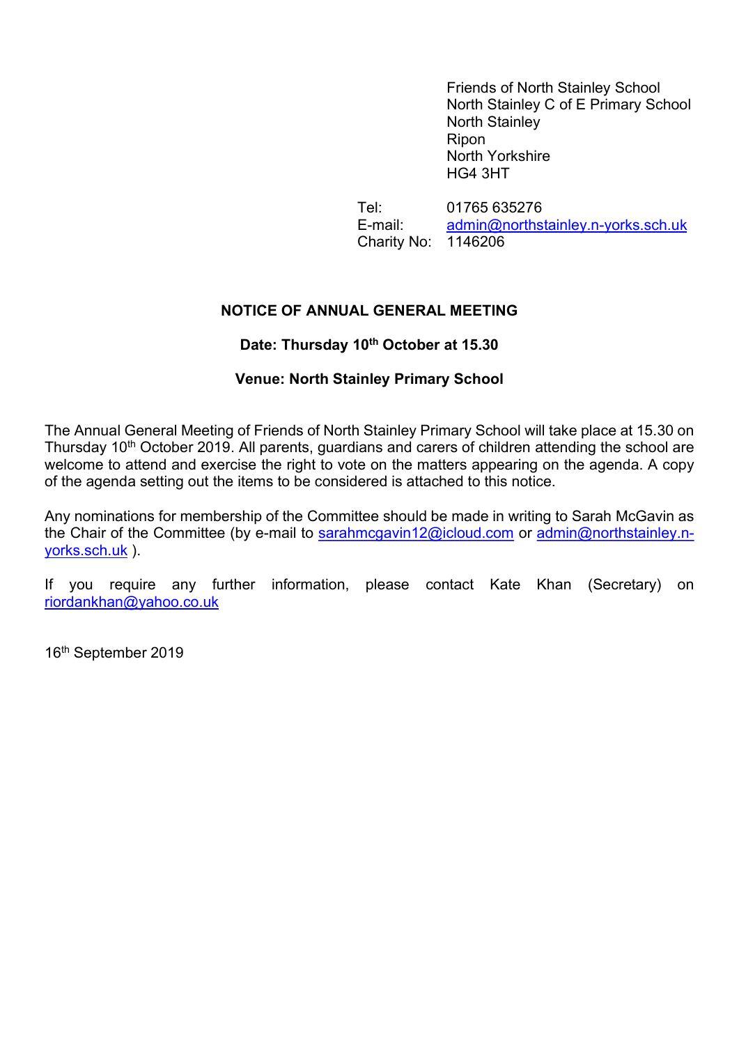Friends of North Stainley School
North Stainley C of E Primary School
North Stainley
Ripon
North Yorkshire
HG4 3HT

Tel: 01765 635276
E-mail: admin@northstainley.n-yorks.sch.uk
Charity No: 1146206

## NOTICE OF ANNUAL GENERAL MEETING

**Date: Thursday 10th October at 15.30**

**Venue: North Stainley Primary School**

The Annual General Meeting of Friends of North Stainley Primary School will take place at 15.30 on Thursday 10th October 2019. All parents, guardians and carers of children attending the school are welcome to attend and exercise the right to vote on the matters appearing on the agenda. A copy of the agenda setting out the items to be considered is attached to this notice.

Any nominations for membership of the Committee should be made in writing to Sarah McGavin as the Chair of the Committee (by e-mail to sarahmcgavin12@icloud.com or admin@northstainley.n-yorks.sch.uk ).

If you require any further information, please contact Kate Khan (Secretary) on riordankhan@yahoo.co.uk

16th September 2019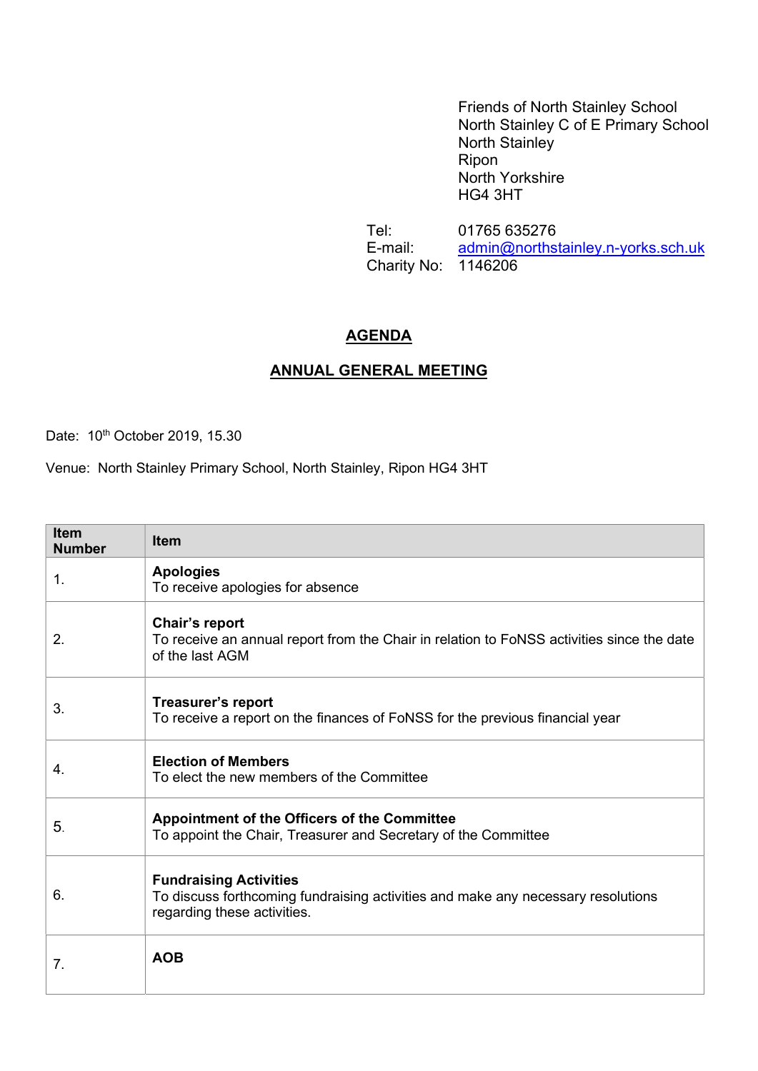Friends of North Stainley School
North Stainley C of E Primary School
North Stainley
Ripon
North Yorkshire
HG4 3HT

Tel: 01765 635276
E-mail: admin@northstainley.n-yorks.sch.uk
Charity No: 1146206

# AGENDA

## ANNUAL GENERAL MEETING

Date: 10th October 2019, 15.30

Venue: North Stainley Primary School, North Stainley, Ripon HG4 3HT

| Item Number | Item |
|---|---|
| 1. | **Apologies**<br>To receive apologies for absence |
| 2. | **Chair's report**<br>To receive an annual report from the Chair in relation to FoNSS activities since the date of the last AGM |
| 3. | **Treasurer's report**<br>To receive a report on the finances of FoNSS for the previous financial year |
| 4. | **Election of Members**<br>To elect the new members of the Committee |
| 5. | **Appointment of the Officers of the Committee**<br>To appoint the Chair, Treasurer and Secretary of the Committee |
| 6. | **Fundraising Activities**<br>To discuss forthcoming fundraising activities and make any necessary resolutions regarding these activities. |
| 7. | **AOB** |